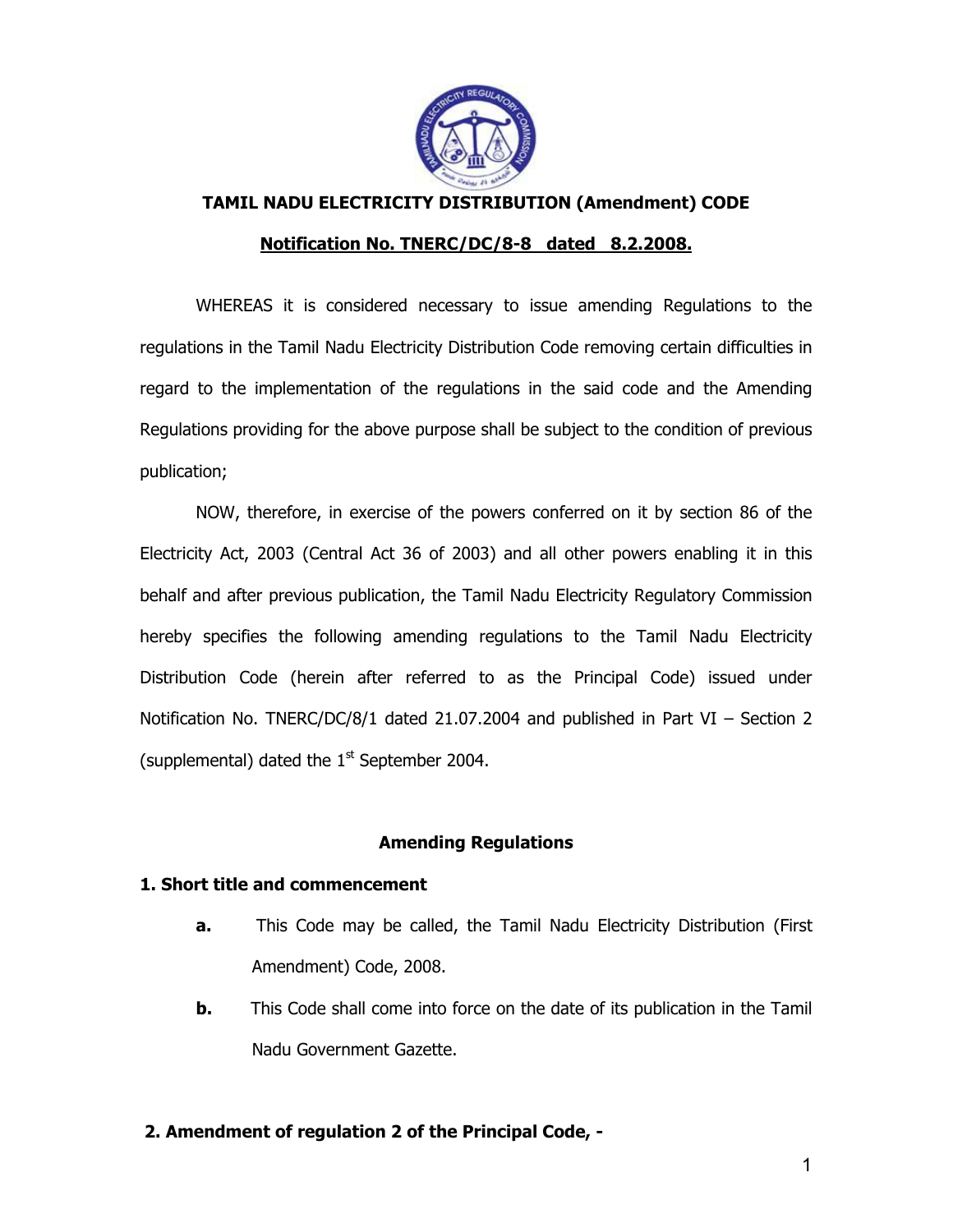**TAMIL NADU ELECTRICITY DISTRIBUTION (Amendment) CODE**

**Notification No. TNERC/DC/8-8 dated 8.2.2008.**

WHEREAS it is considered necessary to issue amending Regulations to the regulations in the Tamil Nadu Electricity Distribution Code removing certain difficulties in regard to the implementation of the regulations in the said code and the Amending Regulations providing for the above purpose shall be subject to the condition of previous publication;

NOW, therefore, in exercise of the powers conferred on it by section 86 of the Electricity Act, 2003 (Central Act 36 of 2003) and all other powers enabling it in this behalf and after previous publication, the Tamil Nadu Electricity Regulatory Commission hereby specifies the following amending regulations to the Tamil Nadu Electricity Distribution Code (herein after referred to as the Principal Code) issued under Notification No. TNERC/DC/8/1 dated 21.07.2004 and published in Part VI – Section 2 (supplemental) dated the 1st September 2004.

## Amending Regulations

### 1. Short title and commencement

**a.** This Code may be called, the Tamil Nadu Electricity Distribution (First Amendment) Code, 2008.

**b.** This Code shall come into force on the date of its publication in the Tamil Nadu Government Gazette.

### 2. Amendment of regulation 2 of the Principal Code, -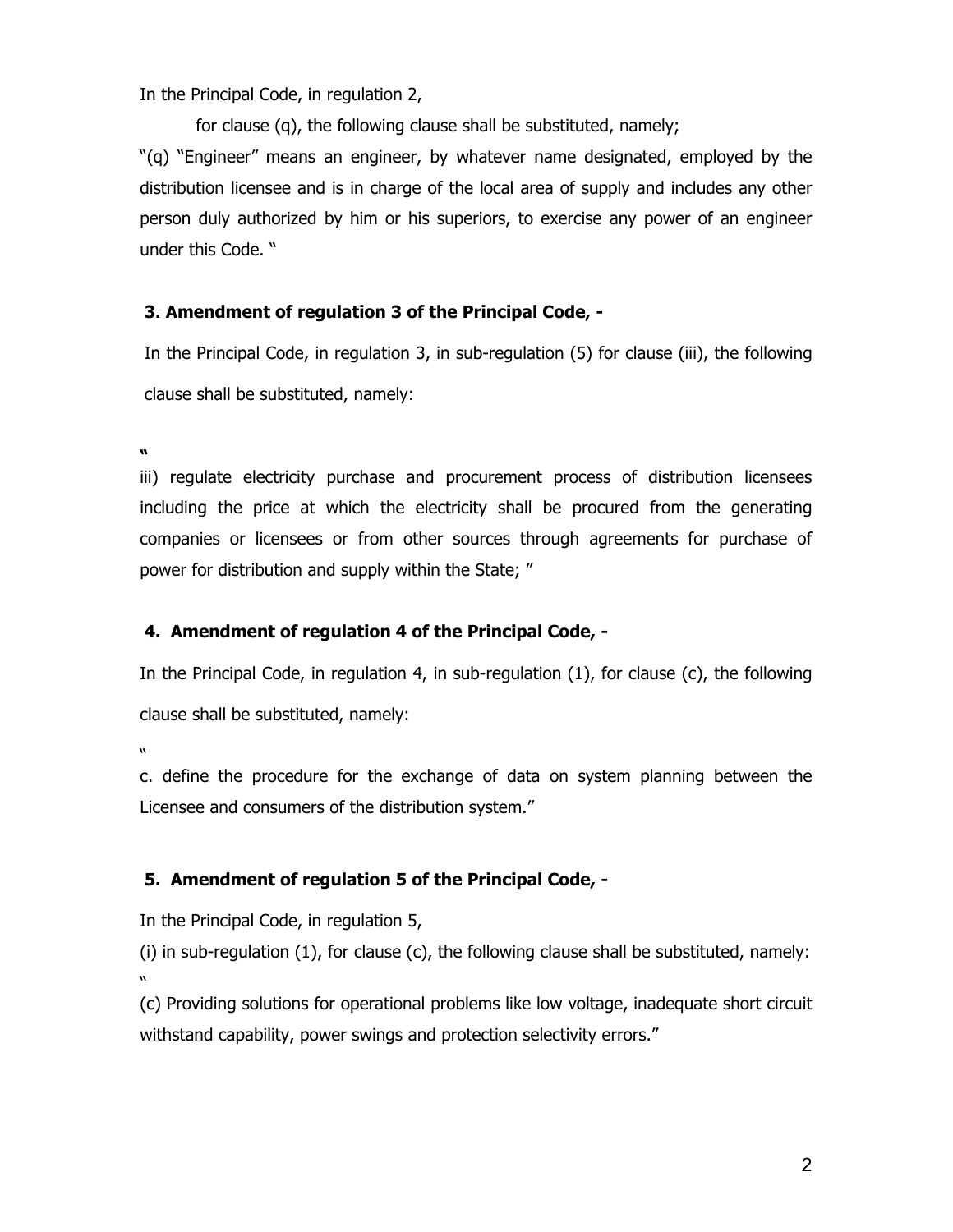In the Principal Code, in regulation 2,

for clause (q), the following clause shall be substituted, namely;

"(q) "Engineer" means an engineer, by whatever name designated, employed by the distribution licensee and is in charge of the local area of supply and includes any other person duly authorized by him or his superiors, to exercise any power of an engineer under this Code. "

**3. Amendment of regulation 3 of the Principal Code, -**

In the Principal Code, in regulation 3, in sub-regulation (5) for clause (iii), the following clause shall be substituted, namely:

"

iii) regulate electricity purchase and procurement process of distribution licensees including the price at which the electricity shall be procured from the generating companies or licensees or from other sources through agreements for purchase of power for distribution and supply within the State; "

**4. Amendment of regulation 4 of the Principal Code, -**

In the Principal Code, in regulation 4, in sub-regulation (1), for clause (c), the following clause shall be substituted, namely:

"

c. define the procedure for the exchange of data on system planning between the Licensee and consumers of the distribution system."

**5. Amendment of regulation 5 of the Principal Code, -**

In the Principal Code, in regulation 5,

(i) in sub-regulation (1), for clause (c), the following clause shall be substituted, namely:

"

(c) Providing solutions for operational problems like low voltage, inadequate short circuit withstand capability, power swings and protection selectivity errors."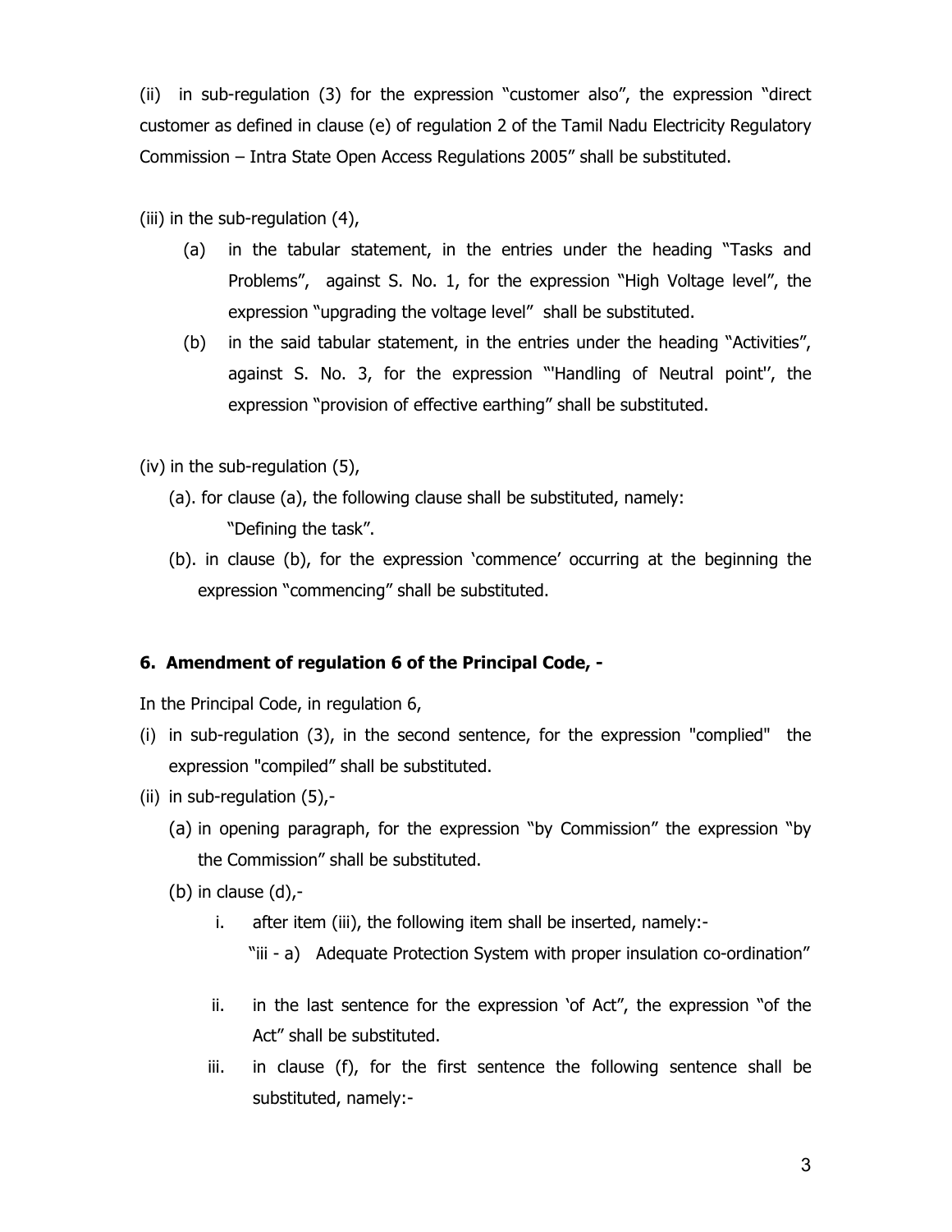(ii) in sub-regulation (3) for the expression "customer also", the expression "direct customer as defined in clause (e) of regulation 2 of the Tamil Nadu Electricity Regulatory Commission – Intra State Open Access Regulations 2005" shall be substituted.

(iii) in the sub-regulation (4),

- (a) in the tabular statement, in the entries under the heading "Tasks and Problems", against S. No. 1, for the expression "High Voltage level", the expression "upgrading the voltage level" shall be substituted.
- (b) in the said tabular statement, in the entries under the heading "Activities", against S. No. 3, for the expression "'Handling of Neutral point'', the expression "provision of effective earthing" shall be substituted.

(iv) in the sub-regulation (5),

- (a). for clause (a), the following clause shall be substituted, namely:

  "Defining the task".
- (b). in clause (b), for the expression 'commence' occurring at the beginning the expression "commencing" shall be substituted.

**6. Amendment of regulation 6 of the Principal Code, -**

In the Principal Code, in regulation 6,

- (i) in sub-regulation (3), in the second sentence, for the expression "complied" the expression "compiled" shall be substituted.
- (ii) in sub-regulation (5),-
  - (a) in opening paragraph, for the expression "by Commission" the expression "by the Commission" shall be substituted.
  - (b) in clause (d),-
    - i. after item (iii), the following item shall be inserted, namely:-

      "iii - a) Adequate Protection System with proper insulation co-ordination"
    - ii. in the last sentence for the expression 'of Act", the expression "of the Act" shall be substituted.
    - iii. in clause (f), for the first sentence the following sentence shall be substituted, namely:-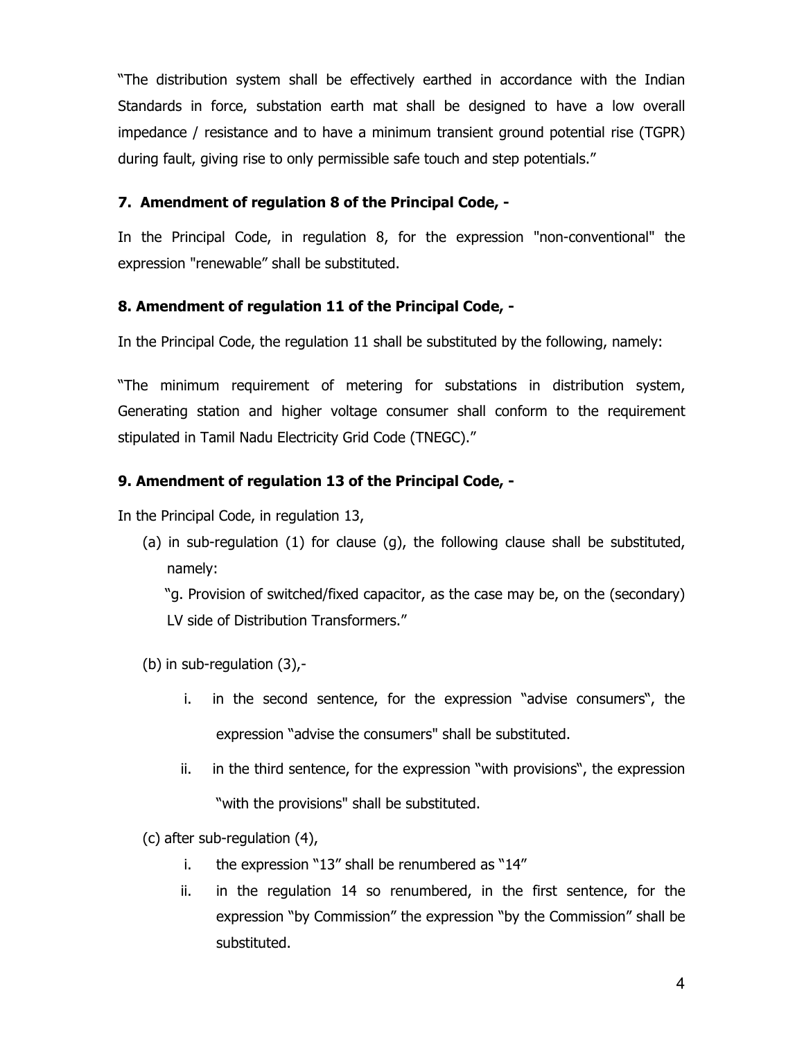"The distribution system shall be effectively earthed in accordance with the Indian Standards in force, substation earth mat shall be designed to have a low overall impedance / resistance and to have a minimum transient ground potential rise (TGPR) during fault, giving rise to only permissible safe touch and step potentials."

**7. Amendment of regulation 8 of the Principal Code, -**

In the Principal Code, in regulation 8, for the expression "non-conventional" the expression "renewable" shall be substituted.

**8. Amendment of regulation 11 of the Principal Code, -**

In the Principal Code, the regulation 11 shall be substituted by the following, namely:

"The minimum requirement of metering for substations in distribution system, Generating station and higher voltage consumer shall conform to the requirement stipulated in Tamil Nadu Electricity Grid Code (TNEGC)."

**9. Amendment of regulation 13 of the Principal Code, -**

In the Principal Code, in regulation 13,

(a) in sub-regulation (1) for clause (g), the following clause shall be substituted, namely:

"g. Provision of switched/fixed capacitor, as the case may be, on the (secondary) LV side of Distribution Transformers."

(b) in sub-regulation (3),-

i. in the second sentence, for the expression "advise consumers", the expression "advise the consumers" shall be substituted.

ii. in the third sentence, for the expression "with provisions", the expression "with the provisions" shall be substituted.

(c) after sub-regulation (4),

i. the expression "13" shall be renumbered as "14"

ii. in the regulation 14 so renumbered, in the first sentence, for the expression "by Commission" the expression "by the Commission" shall be substituted.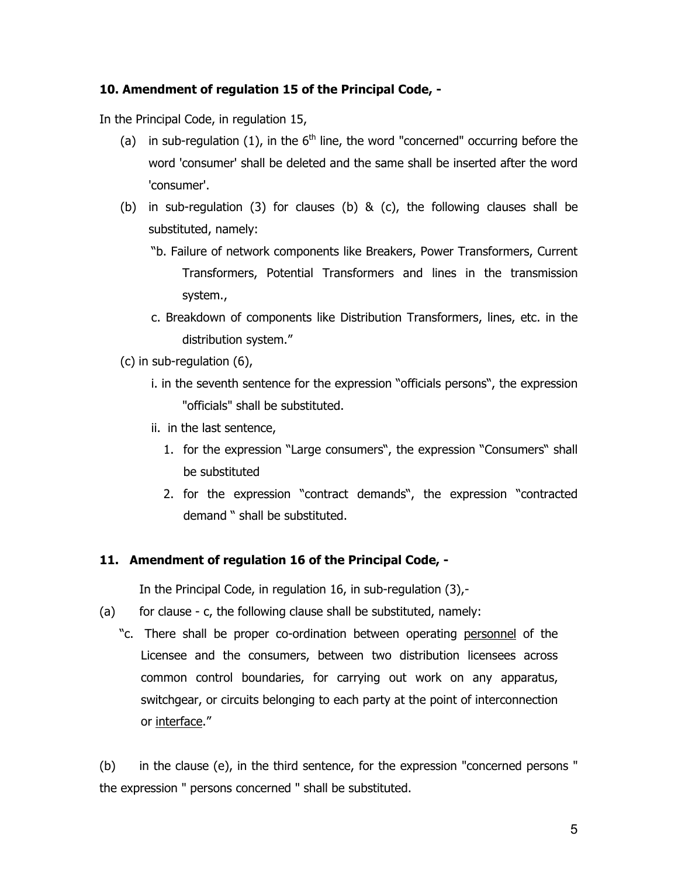**10. Amendment of regulation 15 of the Principal Code, -**

In the Principal Code, in regulation 15,

(a) in sub-regulation (1), in the 6th line, the word "concerned" occurring before the word 'consumer' shall be deleted and the same shall be inserted after the word 'consumer'.

(b) in sub-regulation (3) for clauses (b) & (c), the following clauses shall be substituted, namely:

"b. Failure of network components like Breakers, Power Transformers, Current Transformers, Potential Transformers and lines in the transmission system.,

c. Breakdown of components like Distribution Transformers, lines, etc. in the distribution system."

(c) in sub-regulation (6),

i. in the seventh sentence for the expression "officials persons", the expression "officials" shall be substituted.

ii. in the last sentence,

1. for the expression "Large consumers", the expression "Consumers" shall be substituted
2. for the expression "contract demands", the expression "contracted demand " shall be substituted.

**11. Amendment of regulation 16 of the Principal Code, -**

In the Principal Code, in regulation 16, in sub-regulation (3),-

(a) for clause - c, the following clause shall be substituted, namely:

"c. There shall be proper co-ordination between operating personnel of the Licensee and the consumers, between two distribution licensees across common control boundaries, for carrying out work on any apparatus, switchgear, or circuits belonging to each party at the point of interconnection or interface."

(b) in the clause (e), in the third sentence, for the expression "concerned persons " the expression " persons concerned " shall be substituted.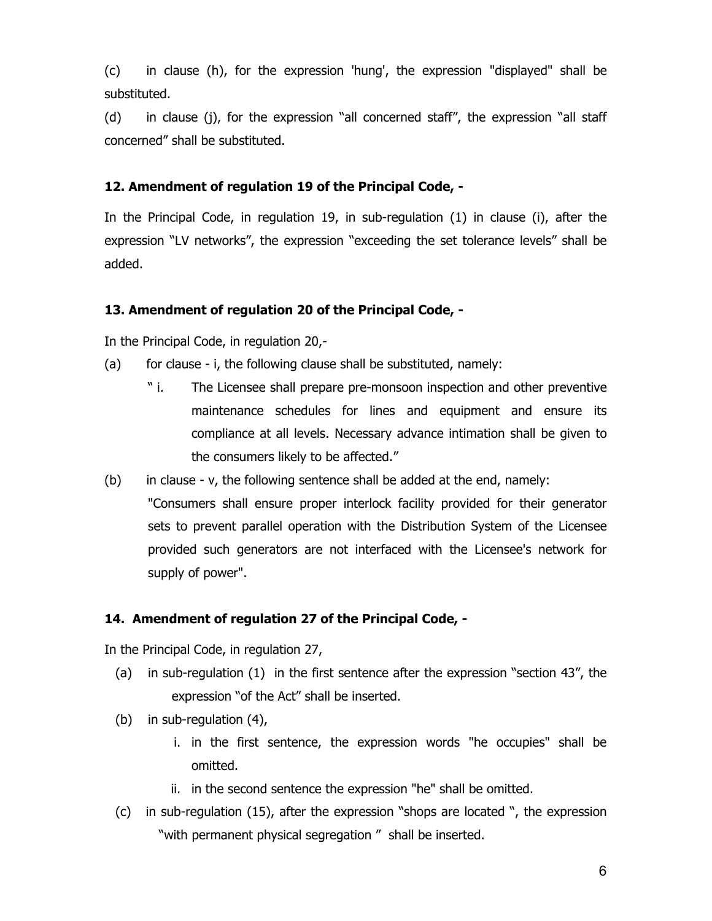(c) in clause (h), for the expression 'hung', the expression "displayed" shall be substituted.

(d) in clause (j), for the expression "all concerned staff", the expression "all staff concerned" shall be substituted.

**12. Amendment of regulation 19 of the Principal Code, -**

In the Principal Code, in regulation 19, in sub-regulation (1) in clause (i), after the expression "LV networks", the expression "exceeding the set tolerance levels" shall be added.

**13. Amendment of regulation 20 of the Principal Code, -**

In the Principal Code, in regulation 20,-

(a) for clause - i, the following clause shall be substituted, namely:

" i. The Licensee shall prepare pre-monsoon inspection and other preventive maintenance schedules for lines and equipment and ensure its compliance at all levels. Necessary advance intimation shall be given to the consumers likely to be affected."

(b) in clause - v, the following sentence shall be added at the end, namely:

"Consumers shall ensure proper interlock facility provided for their generator sets to prevent parallel operation with the Distribution System of the Licensee provided such generators are not interfaced with the Licensee's network for supply of power".

**14. Amendment of regulation 27 of the Principal Code, -**

In the Principal Code, in regulation 27,

(a) in sub-regulation (1) in the first sentence after the expression "section 43", the expression "of the Act" shall be inserted.

(b) in sub-regulation (4),

i. in the first sentence, the expression words "he occupies" shall be omitted.

ii. in the second sentence the expression "he" shall be omitted.

(c) in sub-regulation (15), after the expression "shops are located ", the expression "with permanent physical segregation " shall be inserted.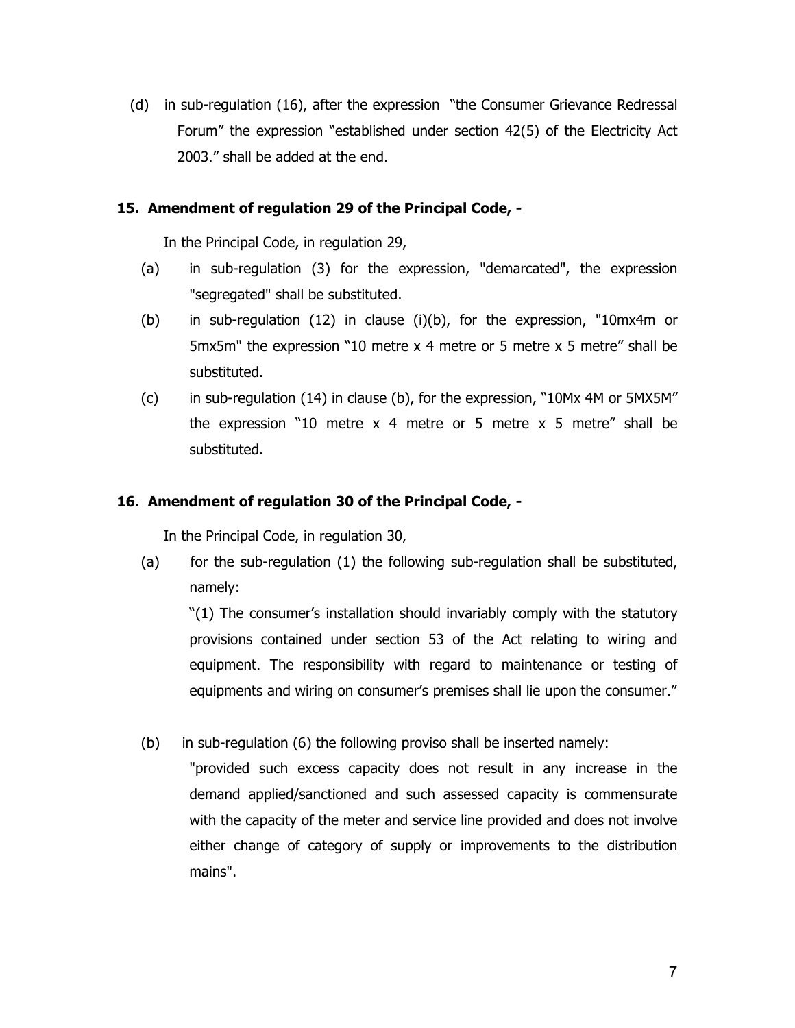(d) in sub-regulation (16), after the expression "the Consumer Grievance Redressal Forum" the expression "established under section 42(5) of the Electricity Act 2003." shall be added at the end.

**15. Amendment of regulation 29 of the Principal Code, -**

In the Principal Code, in regulation 29,

(a) in sub-regulation (3) for the expression, "demarcated", the expression "segregated" shall be substituted.

(b) in sub-regulation (12) in clause (i)(b), for the expression, "10mx4m or 5mx5m" the expression "10 metre x 4 metre or 5 metre x 5 metre" shall be substituted.

(c) in sub-regulation (14) in clause (b), for the expression, "10Mx 4M or 5MX5M" the expression "10 metre x 4 metre or 5 metre x 5 metre" shall be substituted.

**16. Amendment of regulation 30 of the Principal Code, -**

In the Principal Code, in regulation 30,

(a) for the sub-regulation (1) the following sub-regulation shall be substituted, namely:

"(1) The consumer's installation should invariably comply with the statutory provisions contained under section 53 of the Act relating to wiring and equipment. The responsibility with regard to maintenance or testing of equipments and wiring on consumer's premises shall lie upon the consumer."

(b) in sub-regulation (6) the following proviso shall be inserted namely:

"provided such excess capacity does not result in any increase in the demand applied/sanctioned and such assessed capacity is commensurate with the capacity of the meter and service line provided and does not involve either change of category of supply or improvements to the distribution mains".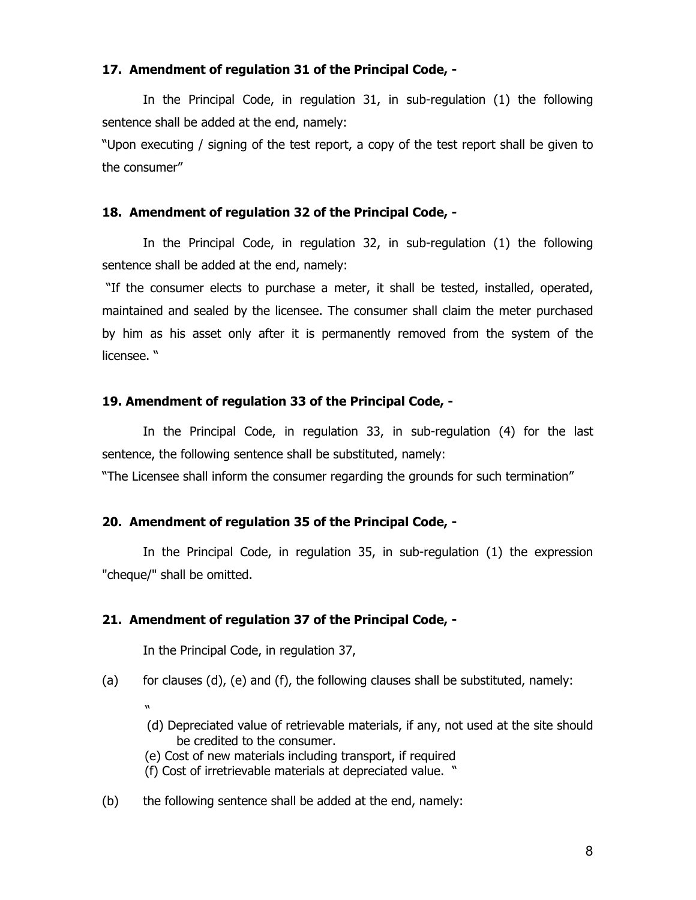### 17. Amendment of regulation 31 of the Principal Code, -

In the Principal Code, in regulation 31, in sub-regulation (1) the following sentence shall be added at the end, namely:

"Upon executing / signing of the test report, a copy of the test report shall be given to the consumer"

### 18. Amendment of regulation 32 of the Principal Code, -

In the Principal Code, in regulation 32, in sub-regulation (1) the following sentence shall be added at the end, namely:

"If the consumer elects to purchase a meter, it shall be tested, installed, operated, maintained and sealed by the licensee. The consumer shall claim the meter purchased by him as his asset only after it is permanently removed from the system of the licensee. "

### 19. Amendment of regulation 33 of the Principal Code, -

In the Principal Code, in regulation 33, in sub-regulation (4) for the last sentence, the following sentence shall be substituted, namely:

"The Licensee shall inform the consumer regarding the grounds for such termination"

### 20. Amendment of regulation 35 of the Principal Code, -

In the Principal Code, in regulation 35, in sub-regulation (1) the expression "cheque/" shall be omitted.

### 21. Amendment of regulation 37 of the Principal Code, -

In the Principal Code, in regulation 37,

(a) for clauses (d), (e) and (f), the following clauses shall be substituted, namely:

"

(d) Depreciated value of retrievable materials, if any, not used at the site should be credited to the consumer.

(e) Cost of new materials including transport, if required

(f) Cost of irretrievable materials at depreciated value. "

(b) the following sentence shall be added at the end, namely: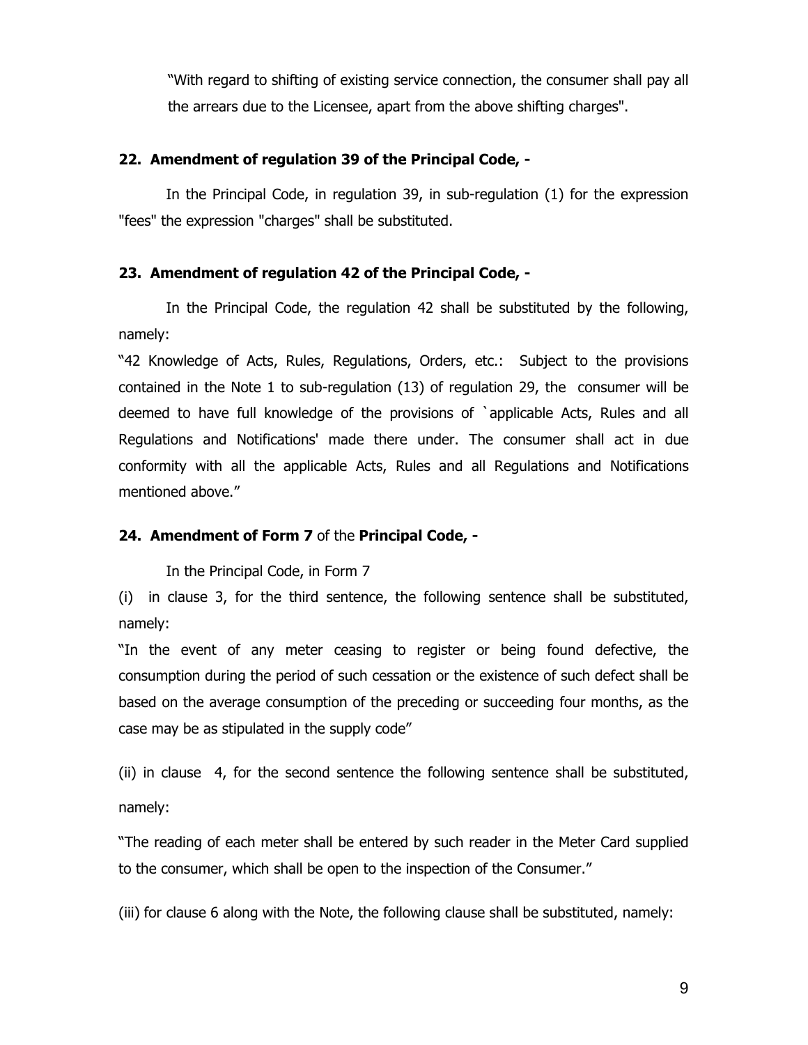"With regard to shifting of existing service connection, the consumer shall pay all the arrears due to the Licensee, apart from the above shifting charges".

**22. Amendment of regulation 39 of the Principal Code, -**

In the Principal Code, in regulation 39, in sub-regulation (1) for the expression "fees" the expression "charges" shall be substituted.

**23. Amendment of regulation 42 of the Principal Code, -**

In the Principal Code, the regulation 42 shall be substituted by the following, namely:

"42 Knowledge of Acts, Rules, Regulations, Orders, etc.: Subject to the provisions contained in the Note 1 to sub-regulation (13) of regulation 29, the consumer will be deemed to have full knowledge of the provisions of `applicable Acts, Rules and all Regulations and Notifications' made there under. The consumer shall act in due conformity with all the applicable Acts, Rules and all Regulations and Notifications mentioned above."

**24. Amendment of Form 7** of the **Principal Code, -**

In the Principal Code, in Form 7

(i) in clause 3, for the third sentence, the following sentence shall be substituted, namely:

"In the event of any meter ceasing to register or being found defective, the consumption during the period of such cessation or the existence of such defect shall be based on the average consumption of the preceding or succeeding four months, as the case may be as stipulated in the supply code"

(ii) in clause 4, for the second sentence the following sentence shall be substituted, namely:

"The reading of each meter shall be entered by such reader in the Meter Card supplied to the consumer, which shall be open to the inspection of the Consumer."

(iii) for clause 6 along with the Note, the following clause shall be substituted, namely: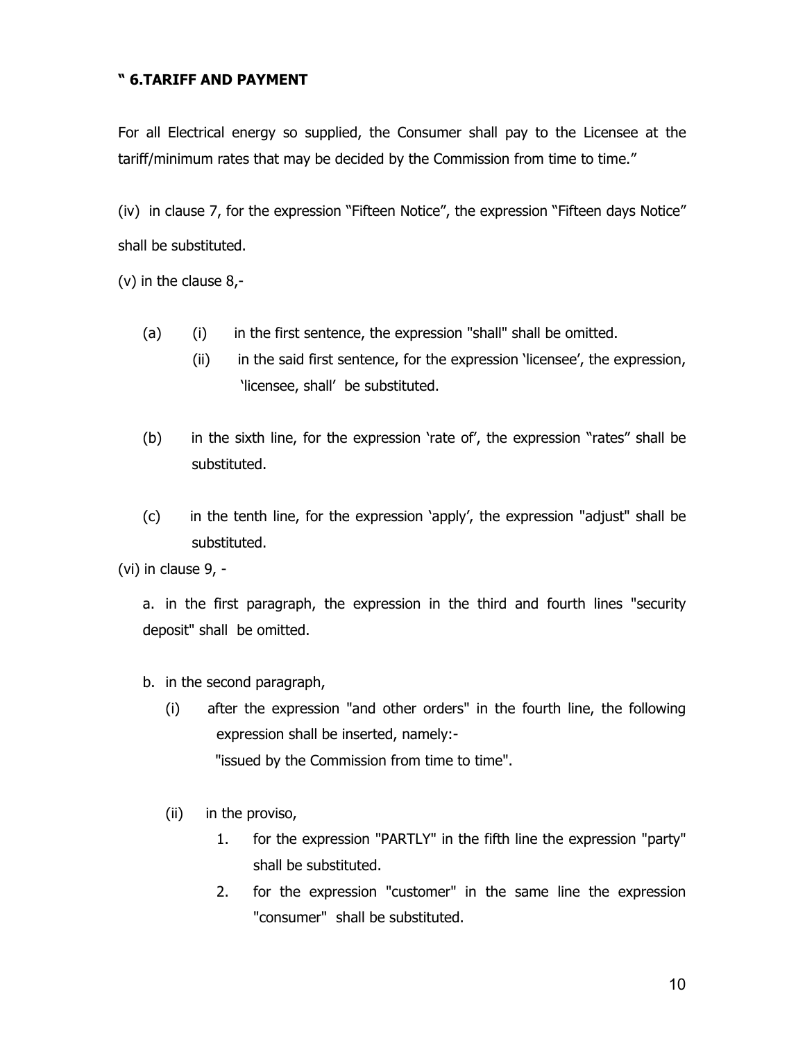**" 6.TARIFF AND PAYMENT**

For all Electrical energy so supplied, the Consumer shall pay to the Licensee at the tariff/minimum rates that may be decided by the Commission from time to time."

(iv) in clause 7, for the expression "Fifteen Notice", the expression "Fifteen days Notice" shall be substituted.

(v) in the clause 8,-

(a) (i) in the first sentence, the expression "shall" shall be omitted.

(ii) in the said first sentence, for the expression 'licensee', the expression, 'licensee, shall' be substituted.

(b) in the sixth line, for the expression 'rate of', the expression "rates" shall be substituted.

(c) in the tenth line, for the expression 'apply', the expression "adjust" shall be substituted.

(vi) in clause 9, -

a. in the first paragraph, the expression in the third and fourth lines "security deposit" shall be omitted.

b. in the second paragraph,

(i) after the expression "and other orders" in the fourth line, the following expression shall be inserted, namely:-
"issued by the Commission from time to time".

(ii) in the proviso,

1. for the expression "PARTLY" in the fifth line the expression "party" shall be substituted.
2. for the expression "customer" in the same line the expression "consumer" shall be substituted.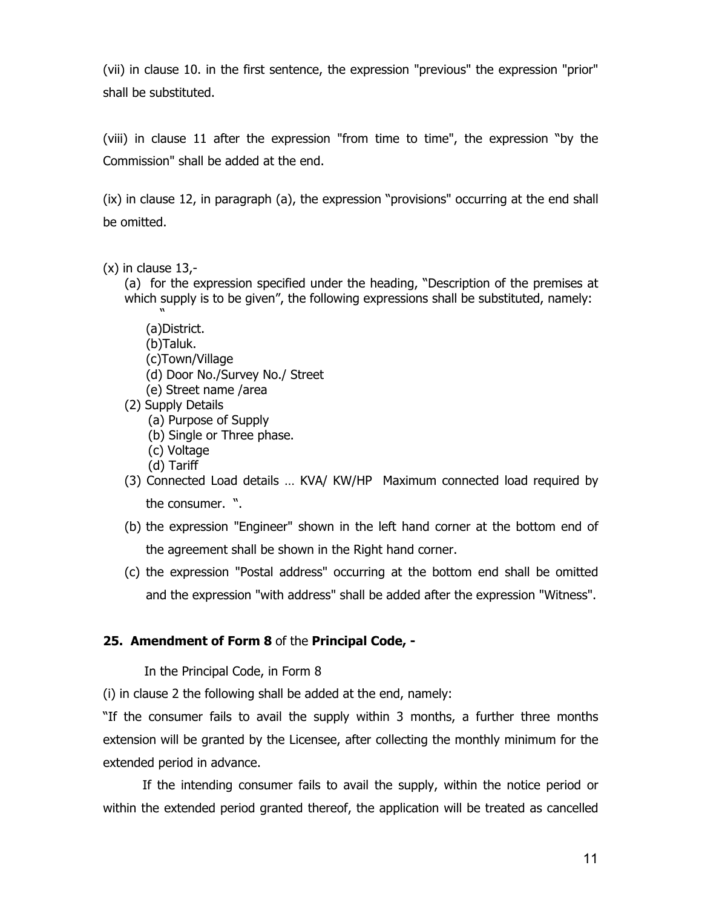(vii) in clause 10. in the first sentence, the expression "previous" the expression "prior" shall be substituted.

(viii) in clause 11 after the expression "from time to time", the expression "by the Commission" shall be added at the end.

(ix) in clause 12, in paragraph (a), the expression "provisions" occurring at the end shall be omitted.

(x) in clause 13,-

(a) for the expression specified under the heading, "Description of the premises at which supply is to be given", the following expressions shall be substituted, namely:

"

(a)District.
(b)Taluk.
(c)Town/Village
(d) Door No./Survey No./ Street
(e) Street name /area

(2) Supply Details
(a) Purpose of Supply
(b) Single or Three phase.
(c) Voltage
(d) Tariff

(3) Connected Load details … KVA/ KW/HP Maximum connected load required by the consumer. ".

(b) the expression "Engineer" shown in the left hand corner at the bottom end of the agreement shall be shown in the Right hand corner.

(c) the expression "Postal address" occurring at the bottom end shall be omitted and the expression "with address" shall be added after the expression "Witness".

**25. Amendment of Form 8** of the **Principal Code, -**

In the Principal Code, in Form 8

(i) in clause 2 the following shall be added at the end, namely:

"If the consumer fails to avail the supply within 3 months, a further three months extension will be granted by the Licensee, after collecting the monthly minimum for the extended period in advance.

If the intending consumer fails to avail the supply, within the notice period or within the extended period granted thereof, the application will be treated as cancelled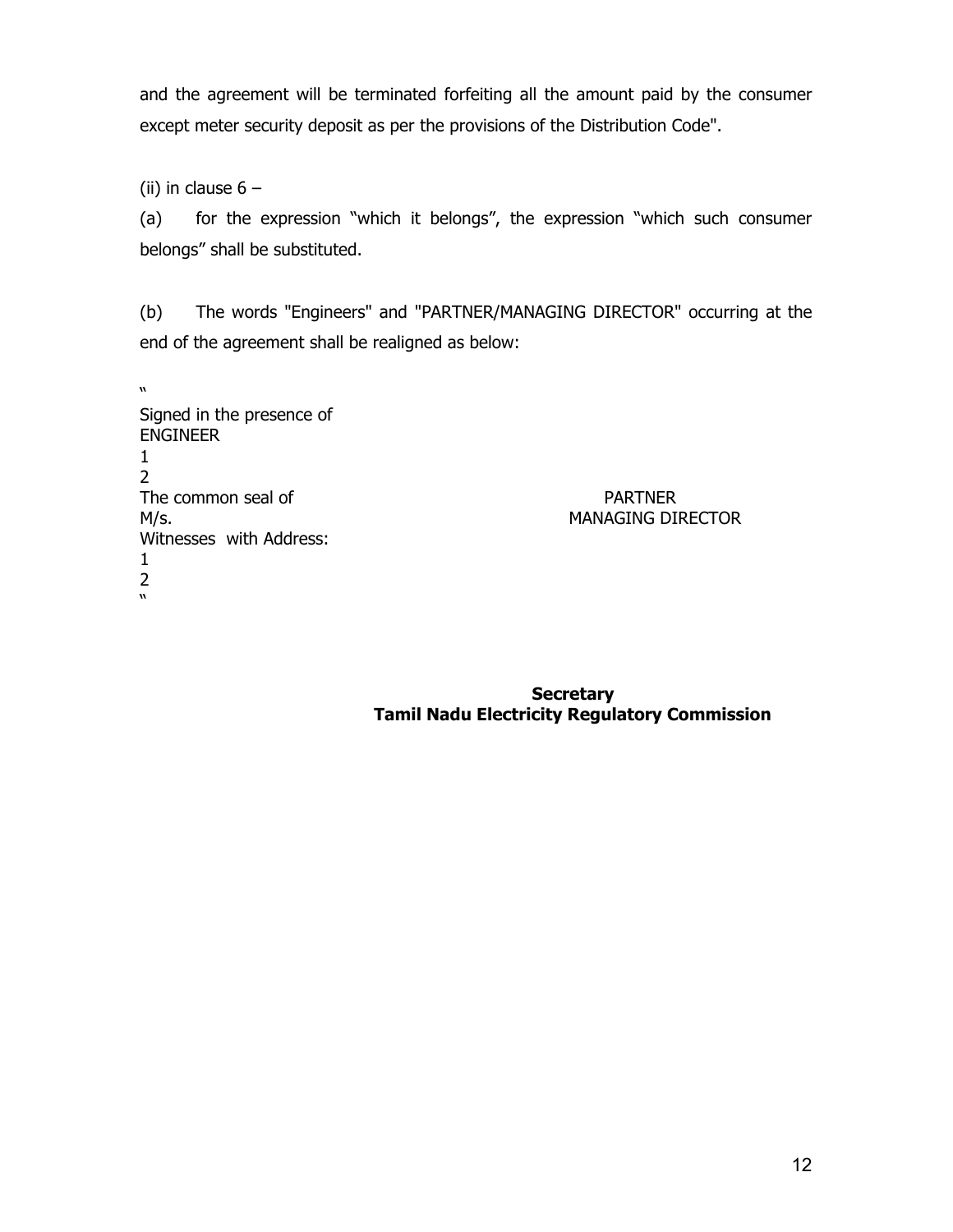and the agreement will be terminated forfeiting all the amount paid by the consumer except meter security deposit as per the provisions of the Distribution Code".

(ii) in clause 6 –

(a) for the expression "which it belongs", the expression "which such consumer belongs" shall be substituted.

(b) The words "Engineers" and "PARTNER/MANAGING DIRECTOR" occurring at the end of the agreement shall be realigned as below:

"
Signed in the presence of
ENGINEER
1
2
The common seal of PARTNER
M/s. MANAGING DIRECTOR
Witnesses with Address:
1
2
"

**Secretary**
**Tamil Nadu Electricity Regulatory Commission**